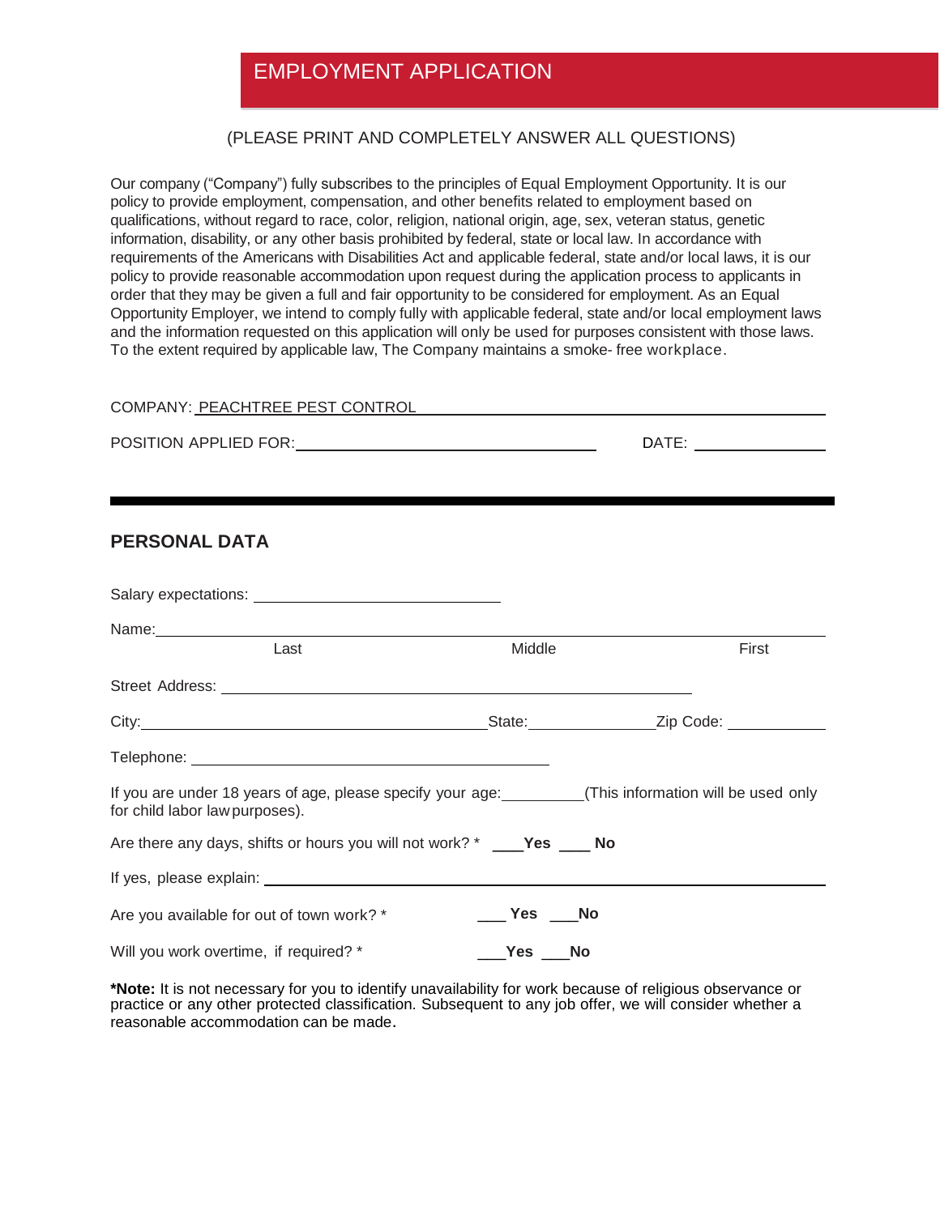# EMPLOYMENT APPLICATION

(PLEASE PRINT AND COMPLETELY ANSWER ALL QUESTIONS)

Our company ("Company") fully subscribes to the principles of Equal Employment Opportunity. It is our policy to provide employment, compensation, and other benefits related to employment based on qualifications, without regard to race, color, religion, national origin, age, sex, veteran status, genetic information, disability, or any other basis prohibited by federal, state or local law. In accordance with requirements of the Americans with Disabilities Act and applicable federal, state and/or local laws, it is our policy to provide reasonable accommodation upon request during the application process to applicants in order that they may be given a full and fair opportunity to be considered for employment. As an Equal Opportunity Employer, we intend to comply fully with applicable federal, state and/or local employment laws and the information requested on this application will only be used for purposes consistent with those laws. To the extent required by applicable law, The Company maintains a smoke- free workplace.

COMPANY: PEACHTREE PEST CONTROL

POSITION APPLIED FOR: ______________________ DATE: ____________

---

## PERSONAL DATA

Salary expectations: ______________________

Name: ____________________________________________
Last Middle First

Street Address: ______________________________________

City: ______________________ State: ____________ Zip Code: ____________

Telephone: ______________________________

If you are under 18 years of age, please specify your age: ________ (This information will be used only for child labor law purposes).

Are there any days, shifts or hours you will not work? * ____**Yes** ____ **No**

If yes, please explain: ______________________________________

Are you available for out of town work? * ___ **Yes** ___**No**

Will you work overtime, if required? * ___**Yes** ___**No**

***Note:** It is not necessary for you to identify unavailability for work because of religious observance or practice or any other protected classification. Subsequent to any job offer, we will consider whether a reasonable accommodation can be made.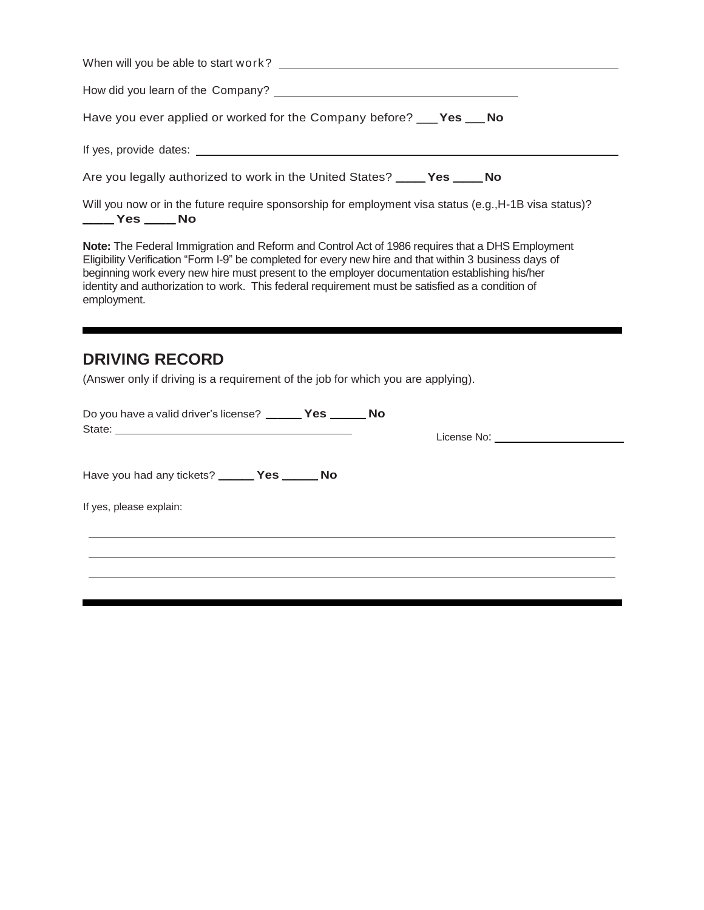When will you be able to start work? ____________________________________________

How did you learn of the Company? ______________________________

Have you ever applied or worked for the Company before? ___ **Yes** ___ **No**

If yes, provide dates: ____________________________________________________

Are you legally authorized to work in the United States? ____ **Yes** ____ **No**

Will you now or in the future require sponsorship for employment visa status (e.g.,H-1B visa status)?
____ **Yes** ____ **No**

**Note:** The Federal Immigration and Reform and Control Act of 1986 requires that a DHS Employment Eligibility Verification "Form I-9" be completed for every new hire and that within 3 business days of beginning work every new hire must present to the employer documentation establishing his/her identity and authorization to work. This federal requirement must be satisfied as a condition of employment.

---

## DRIVING RECORD

(Answer only if driving is a requirement of the job for which you are applying).

Do you have a valid driver's license? _____ **Yes** _____ **No**

State: ______________________________ License No: ____________________

Have you had any tickets? _____ **Yes** _____ **No**

If yes, please explain:

______________________________________________________________________

______________________________________________________________________

______________________________________________________________________

---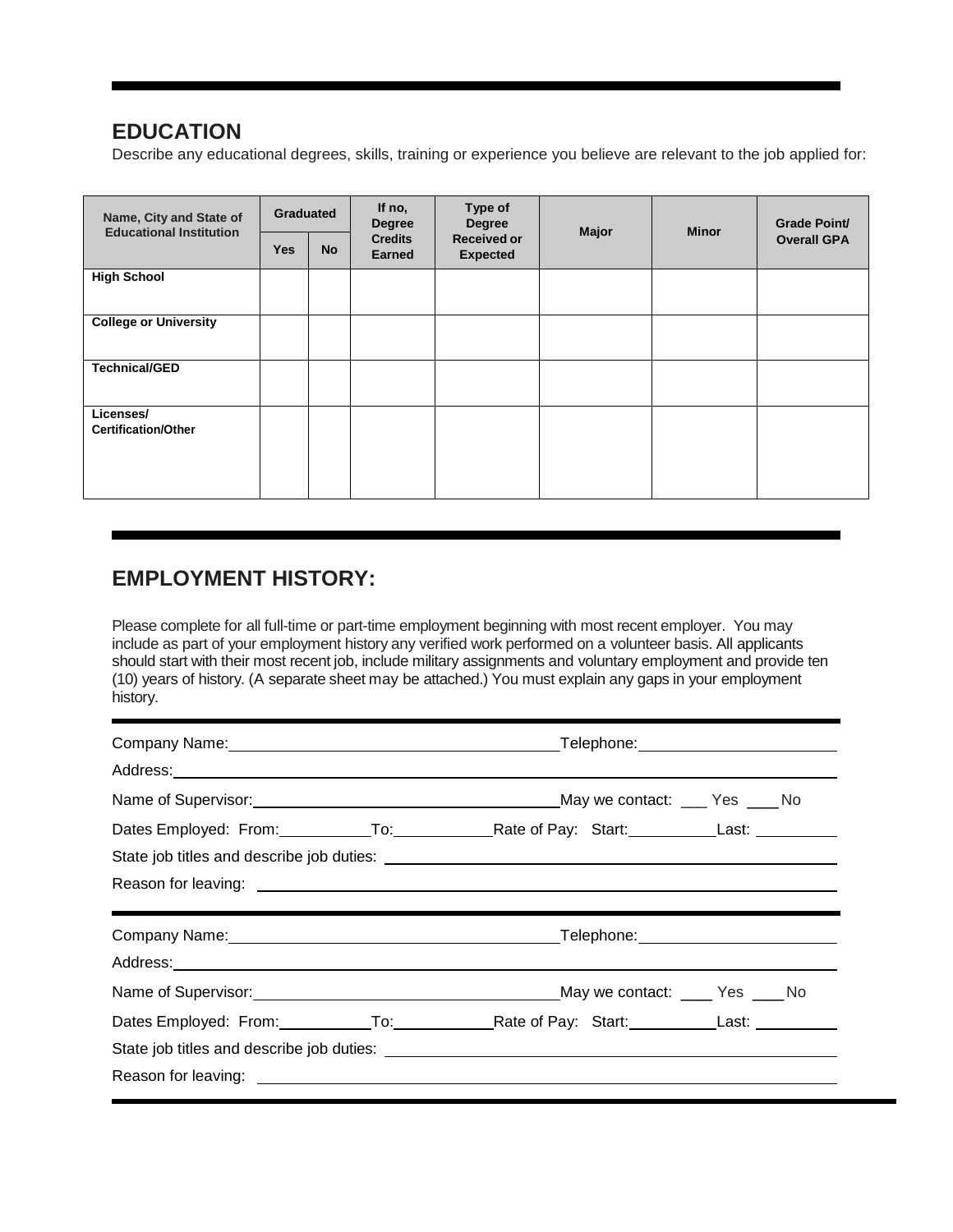## EDUCATION

Describe any educational degrees, skills, training or experience you believe are relevant to the job applied for:

| Name, City and State of Educational Institution | Graduated | | If no, Degree Credits Earned | Type of Degree Received or Expected | Major | Minor | Grade Point/ Overall GPA |
|---|---|---|---|---|---|---|---|
| | Yes | No | | | | | |
| **High School** | | | | | | | |
| **College or University** | | | | | | | |
| **Technical/GED** | | | | | | | |
| **Licenses/ Certification/Other** | | | | | | | |

## EMPLOYMENT HISTORY:

Please complete for all full-time or part-time employment beginning with most recent employer. You may include as part of your employment history any verified work performed on a volunteer basis. All applicants should start with their most recent job, include military assignments and voluntary employment and provide ten (10) years of history. (A separate sheet may be attached.) You must explain any gaps in your employment history.

Company Name:________________________________ Telephone:____________________

Address:__________________________________________________________________

Name of Supervisor:____________________________ May we contact: ___ Yes ___ No

Dates Employed: From:__________ To:__________ Rate of Pay: Start:__________ Last: __________

State job titles and describe job duties: ______________________________________________

Reason for leaving: ________________________________________________________

---

Company Name:________________________________ Telephone:____________________

Address:__________________________________________________________________

Name of Supervisor:____________________________ May we contact: ___ Yes ___ No

Dates Employed: From:__________ To:__________ Rate of Pay: Start:__________ Last: __________

State job titles and describe job duties: ______________________________________________

Reason for leaving: ________________________________________________________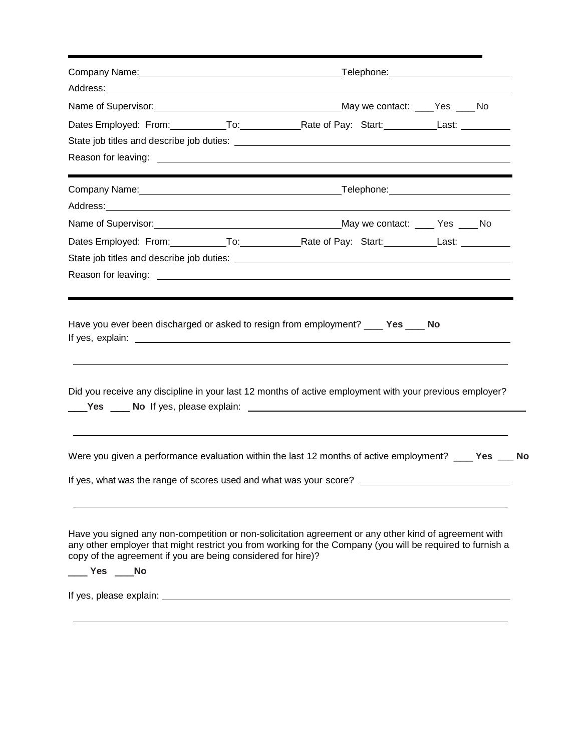---

Company Name: ______________________________ Telephone: ____________________

Address: ______________________________________________________________

Name of Supervisor: ______________________________ May we contact: ____ Yes ____ No

Dates Employed: From: __________ To: __________ Rate of Pay: Start: __________ Last: __________

State job titles and describe job duties: ______________________________________

Reason for leaving: ____________________________________________________

---

Company Name: ______________________________ Telephone: ____________________

Address: ______________________________________________________________

Name of Supervisor: ______________________________ May we contact: ____ Yes ____ No

Dates Employed: From: __________ To: __________ Rate of Pay: Start: __________ Last: __________

State job titles and describe job duties: ______________________________________

Reason for leaving: ____________________________________________________

---

Have you ever been discharged or asked to resign from employment? ____ **Yes** ____ **No**

If yes, explain: ________________________________________________________

______________________________________________________________________

Did you receive any discipline in your last 12 months of active employment with your previous employer?

____**Yes** ____ **No** If yes, please explain: ______________________________________

______________________________________________________________________

Were you given a performance evaluation within the last 12 months of active employment? ____ **Yes** ___ **No**

If yes, what was the range of scores used and what was your score? ____________________

______________________________________________________________________

Have you signed any non-competition or non-solicitation agreement or any other kind of agreement with any other employer that might restrict you from working for the Company (you will be required to furnish a copy of the agreement if you are being considered for hire)?

____ **Yes** ____**No**

If yes, please explain: ____________________________________________________

______________________________________________________________________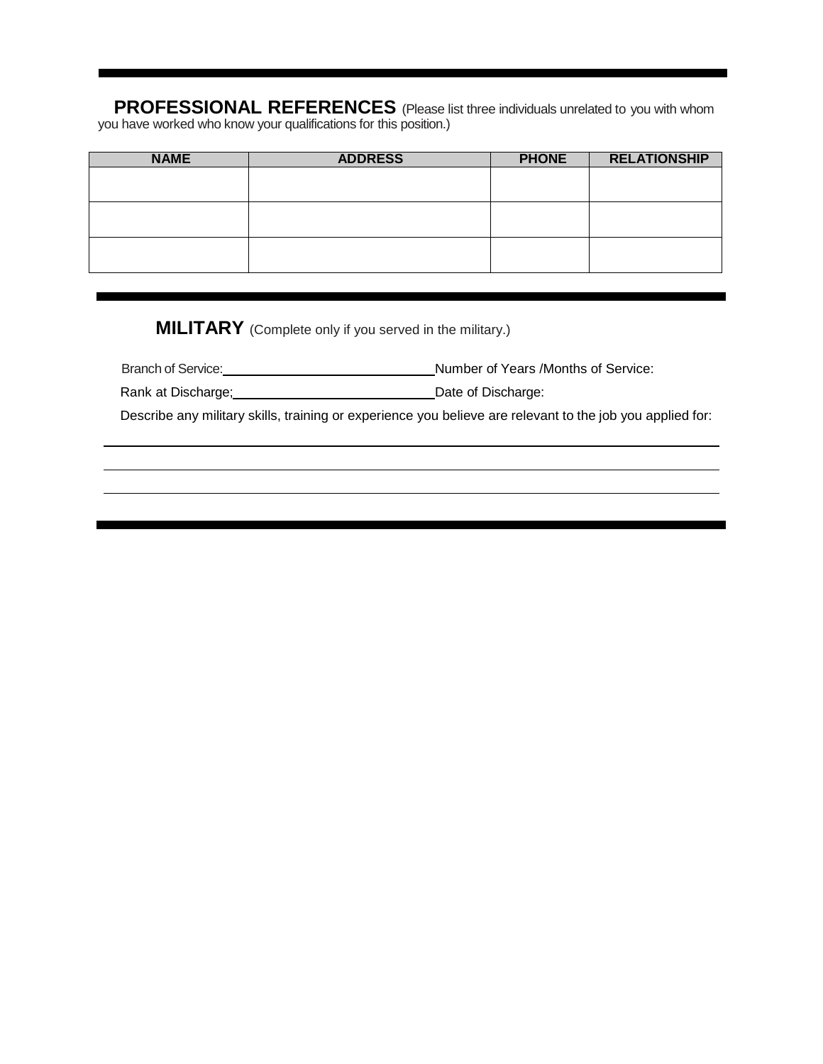## PROFESSIONAL REFERENCES (Please list three individuals unrelated to you with whom you have worked who know your qualifications for this position.)

| NAME | ADDRESS | PHONE | RELATIONSHIP |
|---|---|---|---|
| | | | |
| | | | |
| | | | |

## MILITARY (Complete only if you served in the military.)

Branch of Service:\_\_\_\_\_\_\_\_\_\_\_\_\_\_\_\_\_\_\_\_\_\_\_\_\_\_\_\_ Number of Years /Months of Service:

Rank at Discharge;\_\_\_\_\_\_\_\_\_\_\_\_\_\_\_\_\_\_\_\_\_\_\_\_\_\_\_\_ Date of Discharge:

Describe any military skills, training or experience you believe are relevant to the job you applied for:

\_\_\_\_\_\_\_\_\_\_\_\_\_\_\_\_\_\_\_\_\_\_\_\_\_\_\_\_\_\_\_\_\_\_\_\_\_\_\_\_\_\_\_\_\_\_\_\_\_\_\_\_\_\_\_\_\_\_\_\_\_\_\_\_\_\_\_\_\_\_\_\_\_\_\_\_\_\_\_\_

\_\_\_\_\_\_\_\_\_\_\_\_\_\_\_\_\_\_\_\_\_\_\_\_\_\_\_\_\_\_\_\_\_\_\_\_\_\_\_\_\_\_\_\_\_\_\_\_\_\_\_\_\_\_\_\_\_\_\_\_\_\_\_\_\_\_\_\_\_\_\_\_\_\_\_\_\_\_\_\_

\_\_\_\_\_\_\_\_\_\_\_\_\_\_\_\_\_\_\_\_\_\_\_\_\_\_\_\_\_\_\_\_\_\_\_\_\_\_\_\_\_\_\_\_\_\_\_\_\_\_\_\_\_\_\_\_\_\_\_\_\_\_\_\_\_\_\_\_\_\_\_\_\_\_\_\_\_\_\_\_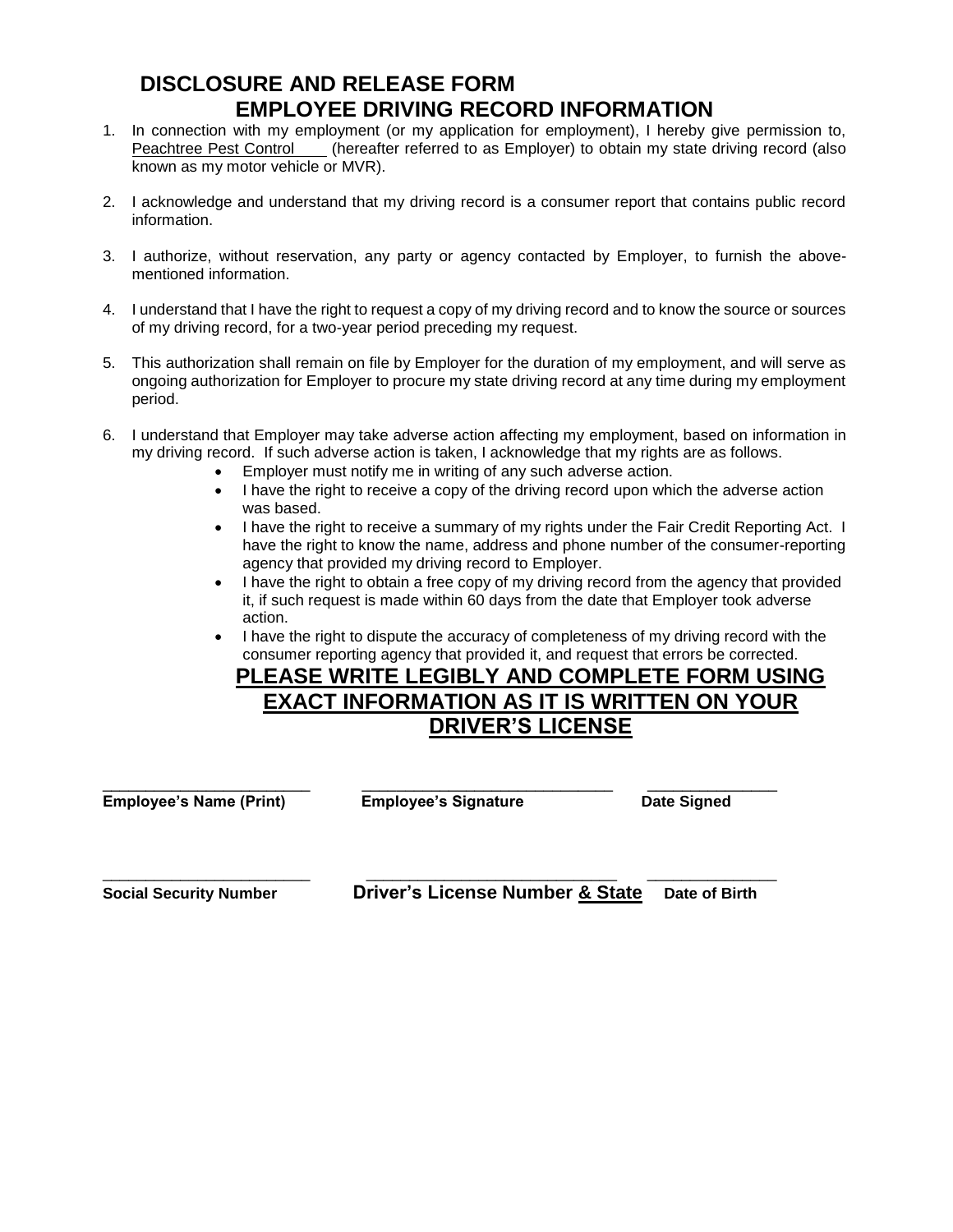# DISCLOSURE AND RELEASE FORM

## EMPLOYEE DRIVING RECORD INFORMATION

1. In connection with my employment (or my application for employment), I hereby give permission to, Peachtree Pest Control (hereafter referred to as Employer) to obtain my state driving record (also known as my motor vehicle or MVR).

2. I acknowledge and understand that my driving record is a consumer report that contains public record information.

3. I authorize, without reservation, any party or agency contacted by Employer, to furnish the above-mentioned information.

4. I understand that I have the right to request a copy of my driving record and to know the source or sources of my driving record, for a two-year period preceding my request.

5. This authorization shall remain on file by Employer for the duration of my employment, and will serve as ongoing authorization for Employer to procure my state driving record at any time during my employment period.

6. I understand that Employer may take adverse action affecting my employment, based on information in my driving record. If such adverse action is taken, I acknowledge that my rights are as follows.
   - Employer must notify me in writing of any such adverse action.
   - I have the right to receive a copy of the driving record upon which the adverse action was based.
   - I have the right to receive a summary of my rights under the Fair Credit Reporting Act. I have the right to know the name, address and phone number of the consumer-reporting agency that provided my driving record to Employer.
   - I have the right to obtain a free copy of my driving record from the agency that provided it, if such request is made within 60 days from the date that Employer took adverse action.
   - I have the right to dispute the accuracy of completeness of my driving record with the consumer reporting agency that provided it, and request that errors be corrected.

**PLEASE WRITE LEGIBLY AND COMPLETE FORM USING EXACT INFORMATION AS IT IS WRITTEN ON YOUR DRIVER'S LICENSE**

| ________________________ | ____________________________ | ______________ |
|---|---|---|
| **Employee's Name (Print)** | **Employee's Signature** | **Date Signed** |

| ________________________ | ____________________________ | ______________ |
|---|---|---|
| **Social Security Number** | **Driver's License Number & State** | **Date of Birth** |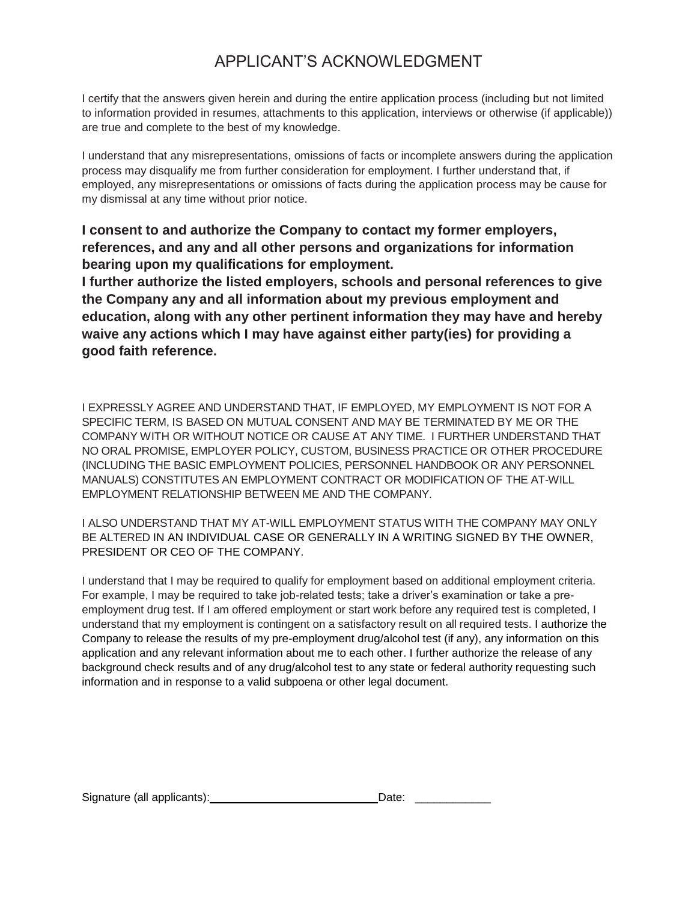# APPLICANT'S ACKNOWLEDGMENT

I certify that the answers given herein and during the entire application process (including but not limited to information provided in resumes, attachments to this application, interviews or otherwise (if applicable)) are true and complete to the best of my knowledge.

I understand that any misrepresentations, omissions of facts or incomplete answers during the application process may disqualify me from further consideration for employment. I further understand that, if employed, any misrepresentations or omissions of facts during the application process may be cause for my dismissal at any time without prior notice.

**I consent to and authorize the Company to contact my former employers, references, and any and all other persons and organizations for information bearing upon my qualifications for employment.**
**I further authorize the listed employers, schools and personal references to give the Company any and all information about my previous employment and education, along with any other pertinent information they may have and hereby waive any actions which I may have against either party(ies) for providing a good faith reference.**

I EXPRESSLY AGREE AND UNDERSTAND THAT, IF EMPLOYED, MY EMPLOYMENT IS NOT FOR A SPECIFIC TERM, IS BASED ON MUTUAL CONSENT AND MAY BE TERMINATED BY ME OR THE COMPANY WITH OR WITHOUT NOTICE OR CAUSE AT ANY TIME. I FURTHER UNDERSTAND THAT NO ORAL PROMISE, EMPLOYER POLICY, CUSTOM, BUSINESS PRACTICE OR OTHER PROCEDURE (INCLUDING THE BASIC EMPLOYMENT POLICIES, PERSONNEL HANDBOOK OR ANY PERSONNEL MANUALS) CONSTITUTES AN EMPLOYMENT CONTRACT OR MODIFICATION OF THE AT-WILL EMPLOYMENT RELATIONSHIP BETWEEN ME AND THE COMPANY.

I ALSO UNDERSTAND THAT MY AT-WILL EMPLOYMENT STATUS WITH THE COMPANY MAY ONLY BE ALTERED IN AN INDIVIDUAL CASE OR GENERALLY IN A WRITING SIGNED BY THE OWNER, PRESIDENT OR CEO OF THE COMPANY.

I understand that I may be required to qualify for employment based on additional employment criteria. For example, I may be required to take job-related tests; take a driver's examination or take a pre-employment drug test. If I am offered employment or start work before any required test is completed, I understand that my employment is contingent on a satisfactory result on all required tests. I authorize the Company to release the results of my pre-employment drug/alcohol test (if any), any information on this application and any relevant information about me to each other. I further authorize the release of any background check results and of any drug/alcohol test to any state or federal authority requesting such information and in response to a valid subpoena or other legal document.

Signature (all applicants):\_\_\_\_\_\_\_\_\_\_\_\_\_\_\_\_\_\_\_\_\_\_\_\_\_\_\_ Date: \_\_\_\_\_\_\_\_\_\_\_\_